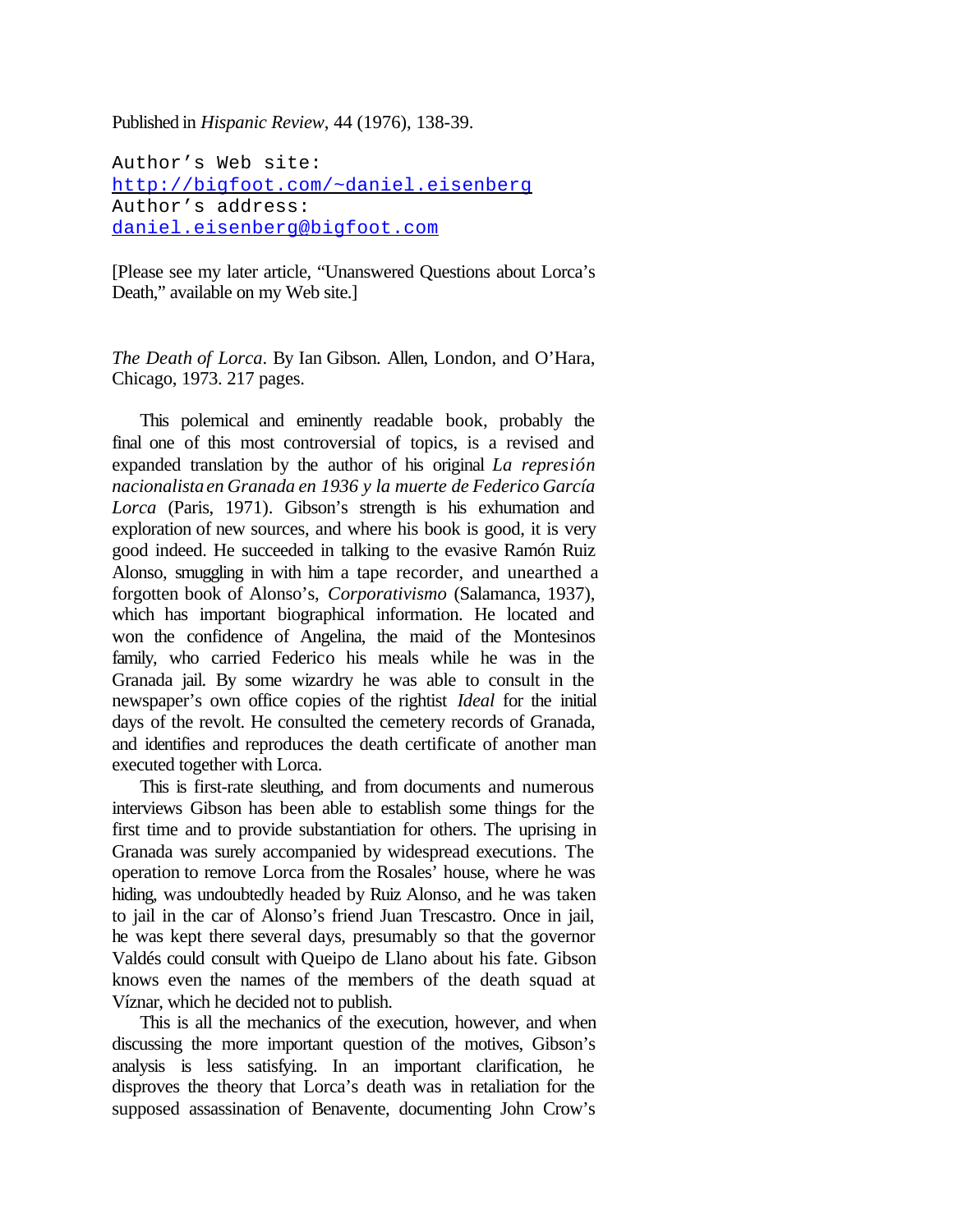Published in *Hispanic Review*, 44 (1976), 138-39.

Author's Web site:
http://bigfoot.com/~daniel.eisenberg
Author's address:
daniel.eisenberg@bigfoot.com

[Please see my later article, "Unanswered Questions about Lorca's Death," available on my Web site.]

*The Death of Lorca*. By Ian Gibson. Allen, London, and O'Hara, Chicago, 1973. 217 pages.

This polemical and eminently readable book, probably the final one of this most controversial of topics, is a revised and expanded translation by the author of his original *La represión nacionalista en Granada en 1936 y la muerte de Federico García Lorca* (Paris, 1971). Gibson's strength is his exhumation and exploration of new sources, and where his book is good, it is very good indeed. He succeeded in talking to the evasive Ramón Ruiz Alonso, smuggling in with him a tape recorder, and unearthed a forgotten book of Alonso's, *Corporativismo* (Salamanca, 1937), which has important biographical information. He located and won the confidence of Angelina, the maid of the Montesinos family, who carried Federico his meals while he was in the Granada jail. By some wizardry he was able to consult in the newspaper's own office copies of the rightist *Ideal* for the initial days of the revolt. He consulted the cemetery records of Granada, and identifies and reproduces the death certificate of another man executed together with Lorca.

This is first-rate sleuthing, and from documents and numerous interviews Gibson has been able to establish some things for the first time and to provide substantiation for others. The uprising in Granada was surely accompanied by widespread executions. The operation to remove Lorca from the Rosales' house, where he was hiding, was undoubtedly headed by Ruiz Alonso, and he was taken to jail in the car of Alonso's friend Juan Trescastro. Once in jail, he was kept there several days, presumably so that the governor Valdés could consult with Queipo de Llano about his fate. Gibson knows even the names of the members of the death squad at Víznar, which he decided not to publish.

This is all the mechanics of the execution, however, and when discussing the more important question of the motives, Gibson's analysis is less satisfying. In an important clarification, he disproves the theory that Lorca's death was in retaliation for the supposed assassination of Benavente, documenting John Crow's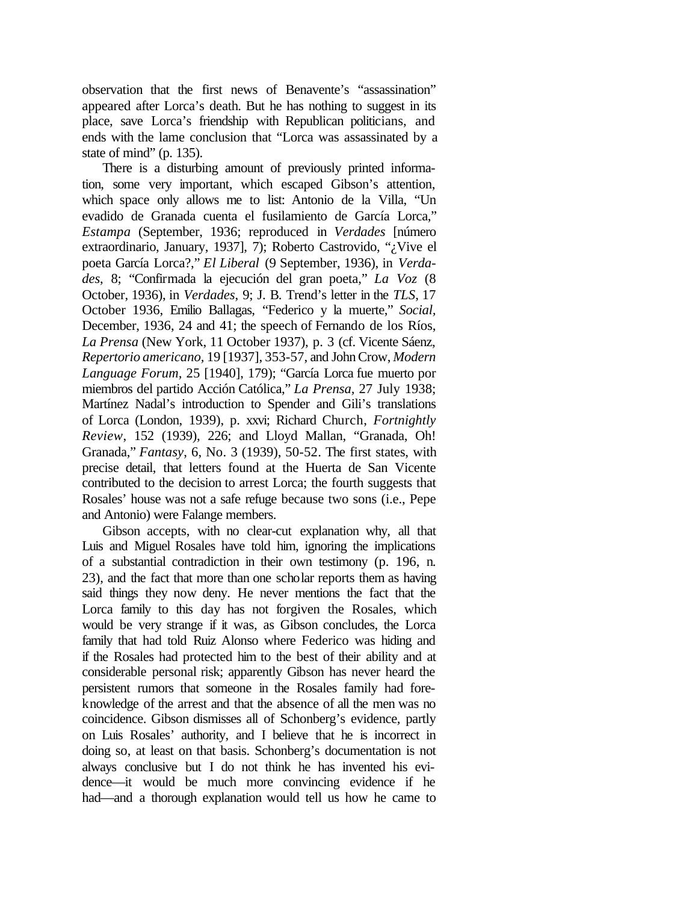observation that the first news of Benavente's "assassination" appeared after Lorca's death. But he has nothing to suggest in its place, save Lorca's friendship with Republican politicians, and ends with the lame conclusion that "Lorca was assassinated by a state of mind" (p. 135).

There is a disturbing amount of previously printed information, some very important, which escaped Gibson's attention, which space only allows me to list: Antonio de la Villa, "Un evadido de Granada cuenta el fusilamiento de García Lorca," *Estampa* (September, 1936; reproduced in *Verdades* [número extraordinario, January, 1937], 7); Roberto Castrovido, "¿Vive el poeta García Lorca?," *El Liberal* (9 September, 1936), in *Verdades*, 8; "Confirmada la ejecución del gran poeta," *La Voz* (8 October, 1936), in *Verdades*, 9; J. B. Trend's letter in the *TLS*, 17 October 1936, Emilio Ballagas, "Federico y la muerte," *Social*, December, 1936, 24 and 41; the speech of Fernando de los Ríos, *La Prensa* (New York, 11 October 1937), p. 3 (cf. Vicente Sáenz, *Repertorio americano*, 19 [1937], 353-57, and John Crow, *Modern Language Forum*, 25 [1940], 179); "García Lorca fue muerto por miembros del partido Acción Católica," *La Prensa*, 27 July 1938; Martínez Nadal's introduction to Spender and Gili's translations of Lorca (London, 1939), p. xxvi; Richard Church, *Fortnightly Review*, 152 (1939), 226; and Lloyd Mallan, "Granada, Oh! Granada," *Fantasy*, 6, No. 3 (1939), 50-52. The first states, with precise detail, that letters found at the Huerta de San Vicente contributed to the decision to arrest Lorca; the fourth suggests that Rosales' house was not a safe refuge because two sons (i.e., Pepe and Antonio) were Falange members.

Gibson accepts, with no clear-cut explanation why, all that Luis and Miguel Rosales have told him, ignoring the implications of a substantial contradiction in their own testimony (p. 196, n. 23), and the fact that more than one scholar reports them as having said things they now deny. He never mentions the fact that the Lorca family to this day has not forgiven the Rosales, which would be very strange if it was, as Gibson concludes, the Lorca family that had told Ruiz Alonso where Federico was hiding and if the Rosales had protected him to the best of their ability and at considerable personal risk; apparently Gibson has never heard the persistent rumors that someone in the Rosales family had foreknowledge of the arrest and that the absence of all the men was no coincidence. Gibson dismisses all of Schonberg's evidence, partly on Luis Rosales' authority, and I believe that he is incorrect in doing so, at least on that basis. Schonberg's documentation is not always conclusive but I do not think he has invented his evidence—it would be much more convincing evidence if he had—and a thorough explanation would tell us how he came to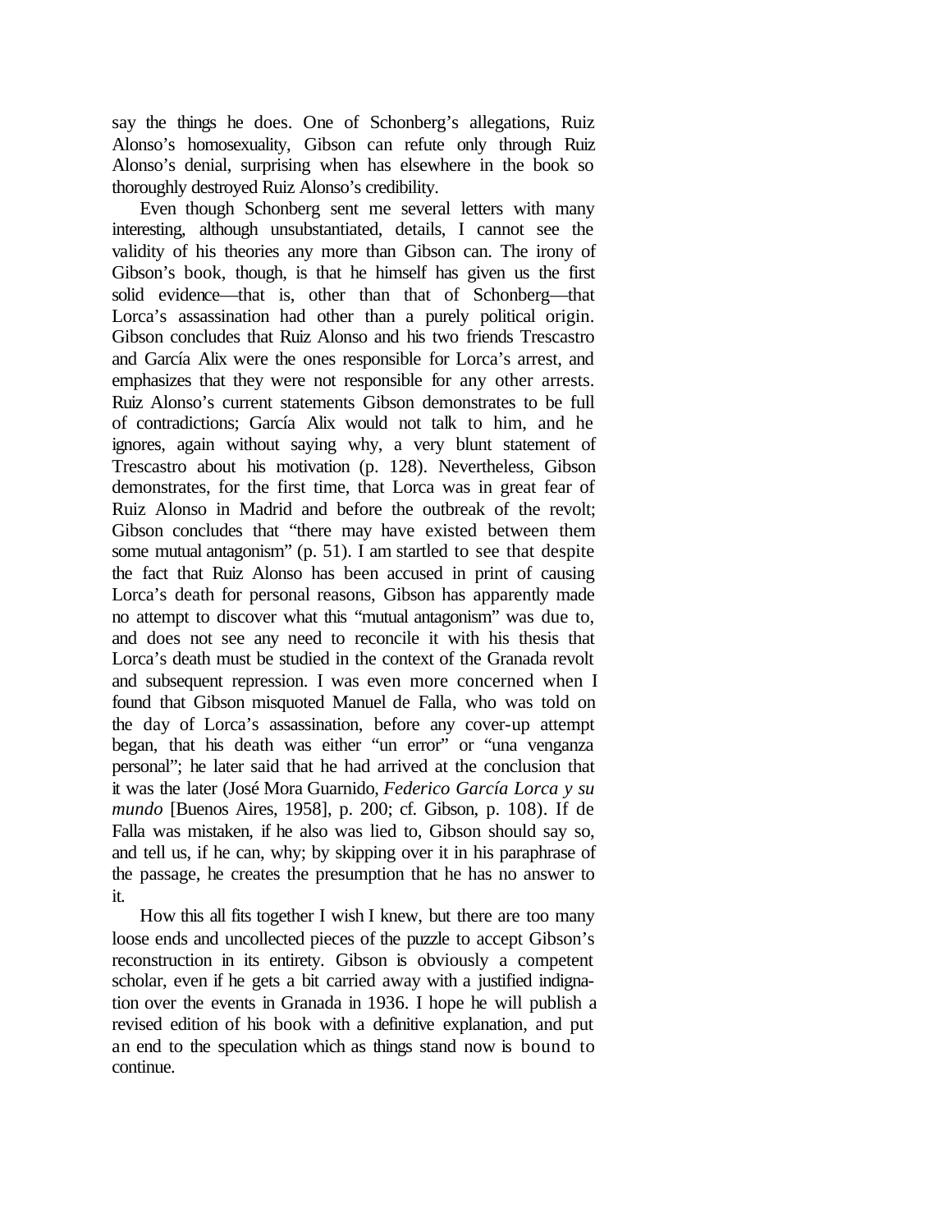say the things he does. One of Schonberg's allegations, Ruiz Alonso's homosexuality, Gibson can refute only through Ruiz Alonso's denial, surprising when has elsewhere in the book so thoroughly destroyed Ruiz Alonso's credibility.

Even though Schonberg sent me several letters with many interesting, although unsubstantiated, details, I cannot see the validity of his theories any more than Gibson can. The irony of Gibson's book, though, is that he himself has given us the first solid evidence—that is, other than that of Schonberg—that Lorca's assassination had other than a purely political origin. Gibson concludes that Ruiz Alonso and his two friends Trescastro and García Alix were the ones responsible for Lorca's arrest, and emphasizes that they were not responsible for any other arrests. Ruiz Alonso's current statements Gibson demonstrates to be full of contradictions; García Alix would not talk to him, and he ignores, again without saying why, a very blunt statement of Trescastro about his motivation (p. 128). Nevertheless, Gibson demonstrates, for the first time, that Lorca was in great fear of Ruiz Alonso in Madrid and before the outbreak of the revolt; Gibson concludes that "there may have existed between them some mutual antagonism" (p. 51). I am startled to see that despite the fact that Ruiz Alonso has been accused in print of causing Lorca's death for personal reasons, Gibson has apparently made no attempt to discover what this "mutual antagonism" was due to, and does not see any need to reconcile it with his thesis that Lorca's death must be studied in the context of the Granada revolt and subsequent repression. I was even more concerned when I found that Gibson misquoted Manuel de Falla, who was told on the day of Lorca's assassination, before any cover-up attempt began, that his death was either "un error" or "una venganza personal"; he later said that he had arrived at the conclusion that it was the later (José Mora Guarnido, *Federico García Lorca y su mundo* [Buenos Aires, 1958], p. 200; cf. Gibson, p. 108). If de Falla was mistaken, if he also was lied to, Gibson should say so, and tell us, if he can, why; by skipping over it in his paraphrase of the passage, he creates the presumption that he has no answer to it.

How this all fits together I wish I knew, but there are too many loose ends and uncollected pieces of the puzzle to accept Gibson's reconstruction in its entirety. Gibson is obviously a competent scholar, even if he gets a bit carried away with a justified indignation over the events in Granada in 1936. I hope he will publish a revised edition of his book with a definitive explanation, and put an end to the speculation which as things stand now is bound to continue.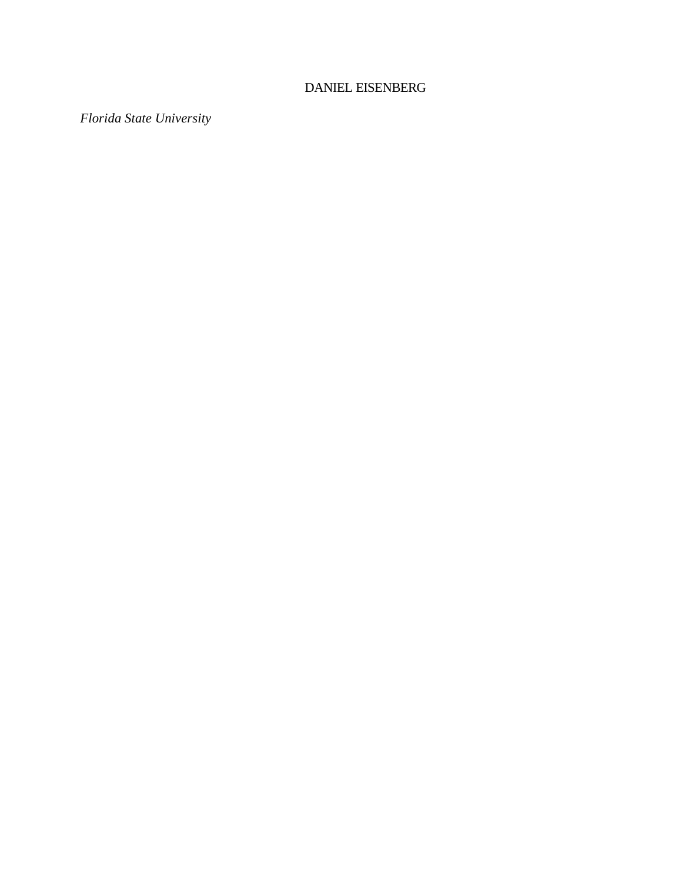DANIEL EISENBERG

*Florida State University*